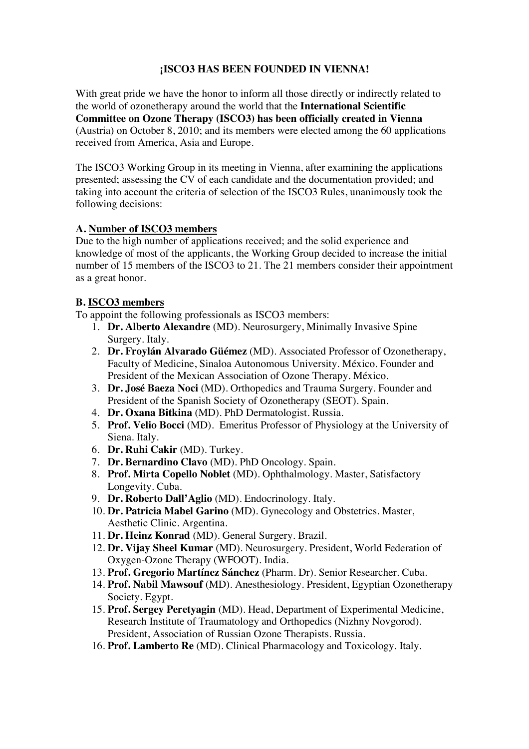# ¡ISCO3 HAS BEEN FOUNDED IN VIENNA!

With great pride we have the honor to inform all those directly or indirectly related to the world of ozonetherapy around the world that the **International Scientific Committee on Ozone Therapy (ISCO3) has been officially created in Vienna** (Austria) on October 8, 2010; and its members were elected among the 60 applications received from America, Asia and Europe.

The ISCO3 Working Group in its meeting in Vienna, after examining the applications presented; assessing the CV of each candidate and the documentation provided; and taking into account the criteria of selection of the ISCO3 Rules, unanimously took the following decisions:

## A. Number of ISCO3 members

Due to the high number of applications received; and the solid experience and knowledge of most of the applicants, the Working Group decided to increase the initial number of 15 members of the ISCO3 to 21. The 21 members consider their appointment as a great honor.

## B. ISCO3 members

To appoint the following professionals as ISCO3 members:

1. **Dr. Alberto Alexandre** (MD). Neurosurgery, Minimally Invasive Spine Surgery. Italy.
2. **Dr. Froylán Alvarado Güémez** (MD). Associated Professor of Ozonetherapy, Faculty of Medicine, Sinaloa Autonomous University. México. Founder and President of the Mexican Association of Ozone Therapy. México.
3. **Dr. José Baeza Noci** (MD). Orthopedics and Trauma Surgery. Founder and President of the Spanish Society of Ozonetherapy (SEOT). Spain.
4. **Dr. Oxana Bitkina** (MD). PhD Dermatologist. Russia.
5. **Prof. Velio Bocci** (MD). Emeritus Professor of Physiology at the University of Siena. Italy.
6. **Dr. Ruhi Cakir** (MD). Turkey.
7. **Dr. Bernardino Clavo** (MD). PhD Oncology. Spain.
8. **Prof. Mirta Copello Noblet** (MD). Ophthalmology. Master, Satisfactory Longevity. Cuba.
9. **Dr. Roberto Dall'Aglio** (MD). Endocrinology. Italy.
10. **Dr. Patricia Mabel Garino** (MD). Gynecology and Obstetrics. Master, Aesthetic Clinic. Argentina.
11. **Dr. Heinz Konrad** (MD). General Surgery. Brazil.
12. **Dr. Vijay Sheel Kumar** (MD). Neurosurgery. President, World Federation of Oxygen-Ozone Therapy (WFOOT). India.
13. **Prof. Gregorio Martínez Sánchez** (Pharm. Dr). Senior Researcher. Cuba.
14. **Prof. Nabil Mawsouf** (MD). Anesthesiology. President, Egyptian Ozonetherapy Society. Egypt.
15. **Prof. Sergey Peretyagin** (MD). Head, Department of Experimental Medicine, Research Institute of Traumatology and Orthopedics (Nizhny Novgorod). President, Association of Russian Ozone Therapists. Russia.
16. **Prof. Lamberto Re** (MD). Clinical Pharmacology and Toxicology. Italy.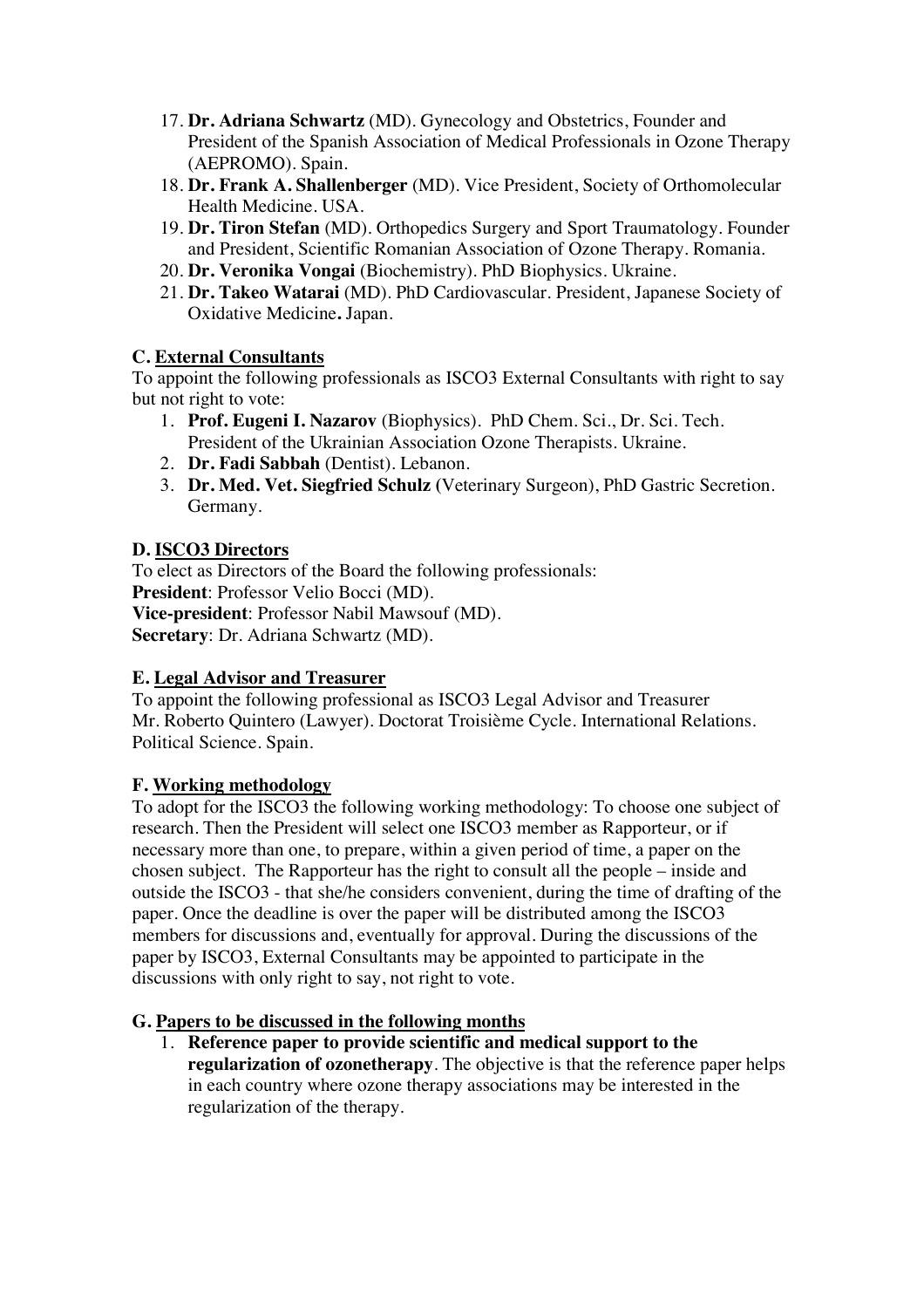17. **Dr. Adriana Schwartz** (MD). Gynecology and Obstetrics, Founder and President of the Spanish Association of Medical Professionals in Ozone Therapy (AEPROMO). Spain.
18. **Dr. Frank A. Shallenberger** (MD). Vice President, Society of Orthomolecular Health Medicine. USA.
19. **Dr. Tiron Stefan** (MD). Orthopedics Surgery and Sport Traumatology. Founder and President, Scientific Romanian Association of Ozone Therapy. Romania.
20. **Dr. Veronika Vongai** (Biochemistry). PhD Biophysics. Ukraine.
21. **Dr. Takeo Watarai** (MD). PhD Cardiovascular. President, Japanese Society of Oxidative Medicine**.** Japan.

### C. <u>External Consultants</u>

To appoint the following professionals as ISCO3 External Consultants with right to say but not right to vote:

1. **Prof. Eugeni I. Nazarov** (Biophysics). PhD Chem. Sci., Dr. Sci. Tech. President of the Ukrainian Association Ozone Therapists. Ukraine.
2. **Dr. Fadi Sabbah** (Dentist). Lebanon.
3. **Dr. Med. Vet. Siegfried Schulz (**Veterinary Surgeon), PhD Gastric Secretion. Germany.

### D. <u>ISCO3 Directors</u>

To elect as Directors of the Board the following professionals:
**President**: Professor Velio Bocci (MD).
**Vice-president**: Professor Nabil Mawsouf (MD).
**Secretary**: Dr. Adriana Schwartz (MD).

### E. <u>Legal Advisor and Treasurer</u>

To appoint the following professional as ISCO3 Legal Advisor and Treasurer
Mr. Roberto Quintero (Lawyer). Doctorat Troisième Cycle. International Relations. Political Science. Spain.

### F. <u>Working methodology</u>

To adopt for the ISCO3 the following working methodology: To choose one subject of research. Then the President will select one ISCO3 member as Rapporteur, or if necessary more than one, to prepare, within a given period of time, a paper on the chosen subject. The Rapporteur has the right to consult all the people – inside and outside the ISCO3 - that she/he considers convenient, during the time of drafting of the paper. Once the deadline is over the paper will be distributed among the ISCO3 members for discussions and, eventually for approval. During the discussions of the paper by ISCO3, External Consultants may be appointed to participate in the discussions with only right to say, not right to vote.

### G. <u>Papers to be discussed in the following months</u>

1. **Reference paper to provide scientific and medical support to the regularization of ozonetherapy**. The objective is that the reference paper helps in each country where ozone therapy associations may be interested in the regularization of the therapy.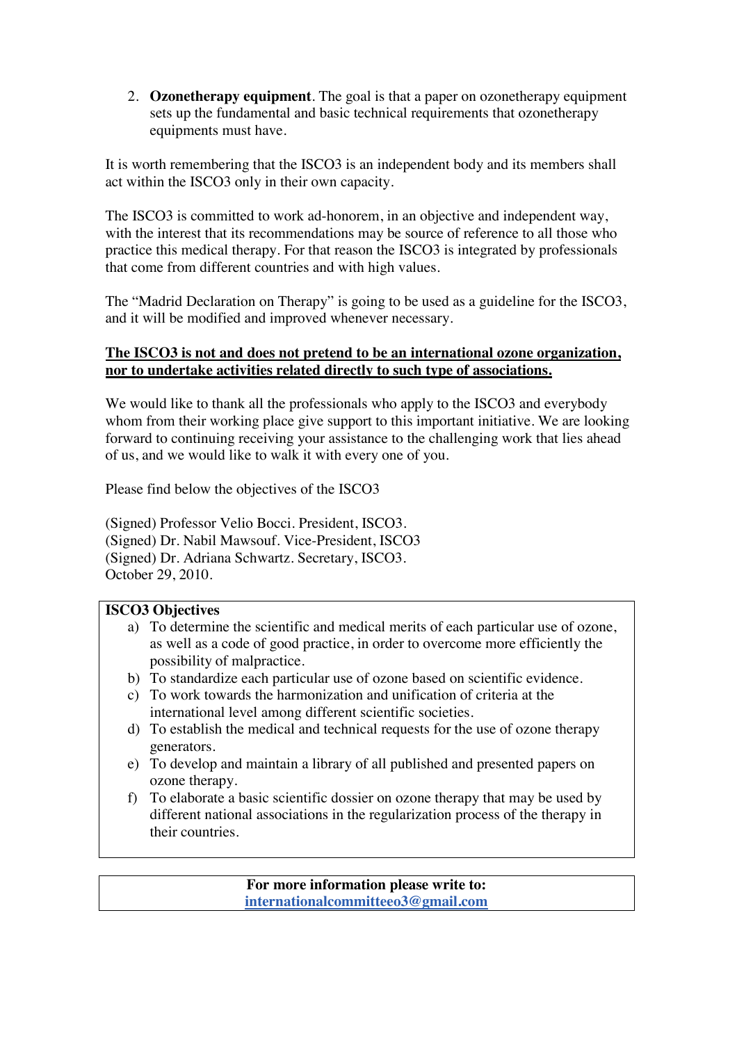2. **Ozonetherapy equipment**. The goal is that a paper on ozonetherapy equipment sets up the fundamental and basic technical requirements that ozonetherapy equipments must have.

It is worth remembering that the ISCO3 is an independent body and its members shall act within the ISCO3 only in their own capacity.

The ISCO3 is committed to work ad-honorem, in an objective and independent way, with the interest that its recommendations may be source of reference to all those who practice this medical therapy. For that reason the ISCO3 is integrated by professionals that come from different countries and with high values.

The "Madrid Declaration on Therapy" is going to be used as a guideline for the ISCO3, and it will be modified and improved whenever necessary.

<u>**The ISCO3 is not and does not pretend to be an international ozone organization, nor to undertake activities related directly to such type of associations.**</u>

We would like to thank all the professionals who apply to the ISCO3 and everybody whom from their working place give support to this important initiative. We are looking forward to continuing receiving your assistance to the challenging work that lies ahead of us, and we would like to walk it with every one of you.

Please find below the objectives of the ISCO3

(Signed) Professor Velio Bocci. President, ISCO3.
(Signed) Dr. Nabil Mawsouf. Vice-President, ISCO3
(Signed) Dr. Adriana Schwartz. Secretary, ISCO3.
October 29, 2010.

**ISCO3 Objectives**

a) To determine the scientific and medical merits of each particular use of ozone, as well as a code of good practice, in order to overcome more efficiently the possibility of malpractice.
b) To standardize each particular use of ozone based on scientific evidence.
c) To work towards the harmonization and unification of criteria at the international level among different scientific societies.
d) To establish the medical and technical requests for the use of ozone therapy generators.
e) To develop and maintain a library of all published and presented papers on ozone therapy.
f) To elaborate a basic scientific dossier on ozone therapy that may be used by different national associations in the regularization process of the therapy in their countries.

**For more information please write to:**
**internationalcommitteeo3@gmail.com**